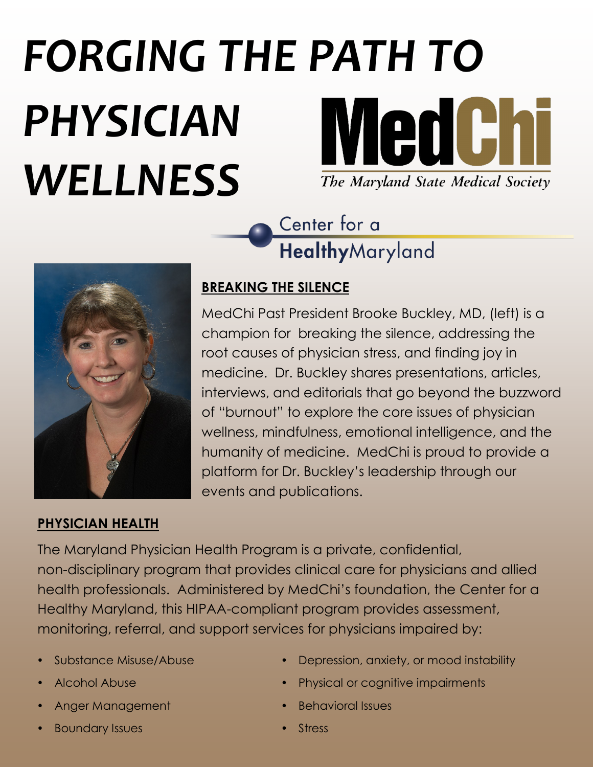# *FORGING THE PATH TO PHYSICIAN WELLNESS*

MedChi
*The Maryland State Medical Society*

Center for a
**Healthy**Maryland

## BREAKING THE SILENCE

MedChi Past President Brooke Buckley, MD, (left) is a champion for breaking the silence, addressing the root causes of physician stress, and finding joy in medicine. Dr. Buckley shares presentations, articles, interviews, and editorials that go beyond the buzzword of "burnout" to explore the core issues of physician wellness, mindfulness, emotional intelligence, and the humanity of medicine. MedChi is proud to provide a platform for Dr. Buckley's leadership through our events and publications.

## PHYSICIAN HEALTH

The Maryland Physician Health Program is a private, confidential, non-disciplinary program that provides clinical care for physicians and allied health professionals. Administered by MedChi's foundation, the Center for a Healthy Maryland, this HIPAA-compliant program provides assessment, monitoring, referral, and support services for physicians impaired by:

- Substance Misuse/Abuse
- Alcohol Abuse
- Anger Management
- Boundary Issues
- Depression, anxiety, or mood instability
- Physical or cognitive impairments
- Behavioral Issues
- Stress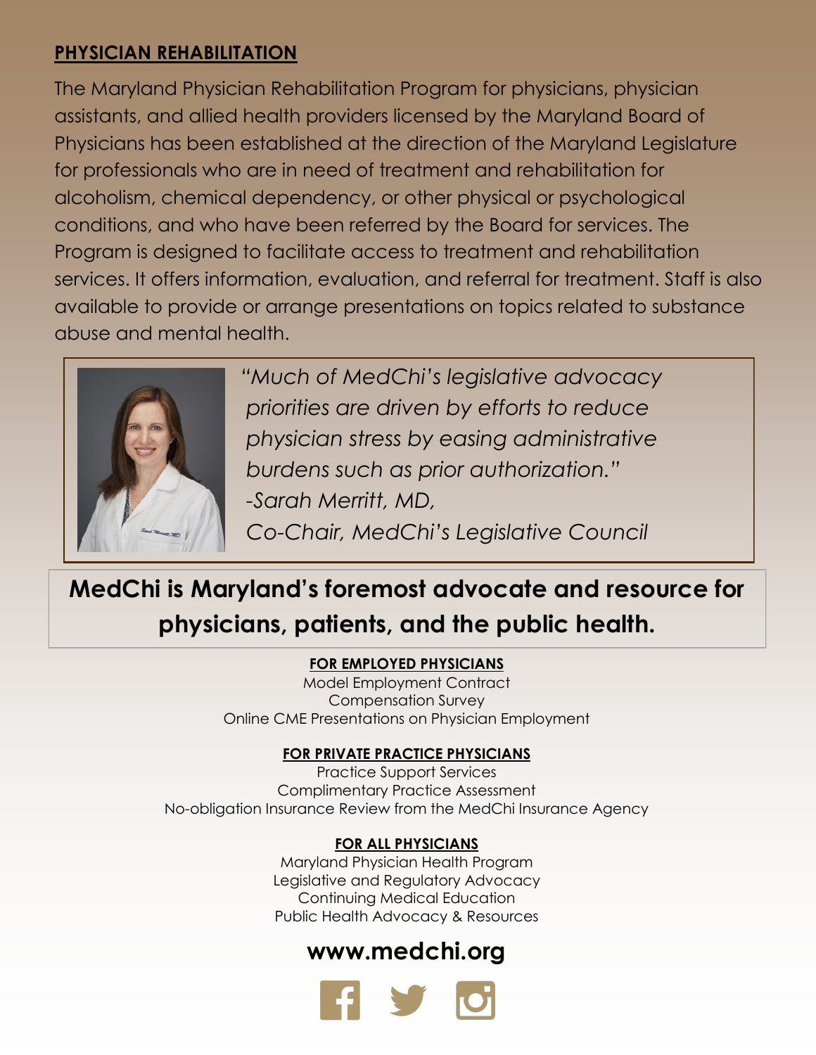## **PHYSICIAN REHABILITATION**

The Maryland Physician Rehabilitation Program for physicians, physician assistants, and allied health providers licensed by the Maryland Board of Physicians has been established at the direction of the Maryland Legislature for professionals who are in need of treatment and rehabilitation for alcoholism, chemical dependency, or other physical or psychological conditions, and who have been referred by the Board for services. The Program is designed to facilitate access to treatment and rehabilitation services. It offers information, evaluation, and referral for treatment. Staff is also available to provide or arrange presentations on topics related to substance abuse and mental health.

*"Much of MedChi's legislative advocacy priorities are driven by efforts to reduce physician stress by easing administrative burdens such as prior authorization."*
*-Sarah Merritt, MD,*
*Co-Chair, MedChi's Legislative Council*

**MedChi is Maryland's foremost advocate and resource for physicians, patients, and the public health.**

**FOR EMPLOYED PHYSICIANS**

Model Employment Contract
Compensation Survey
Online CME Presentations on Physician Employment

**FOR PRIVATE PRACTICE PHYSICIANS**

Practice Support Services
Complimentary Practice Assessment
No-obligation Insurance Review from the MedChi Insurance Agency

**FOR ALL PHYSICIANS**

Maryland Physician Health Program
Legislative and Regulatory Advocacy
Continuing Medical Education
Public Health Advocacy & Resources

**www.medchi.org**